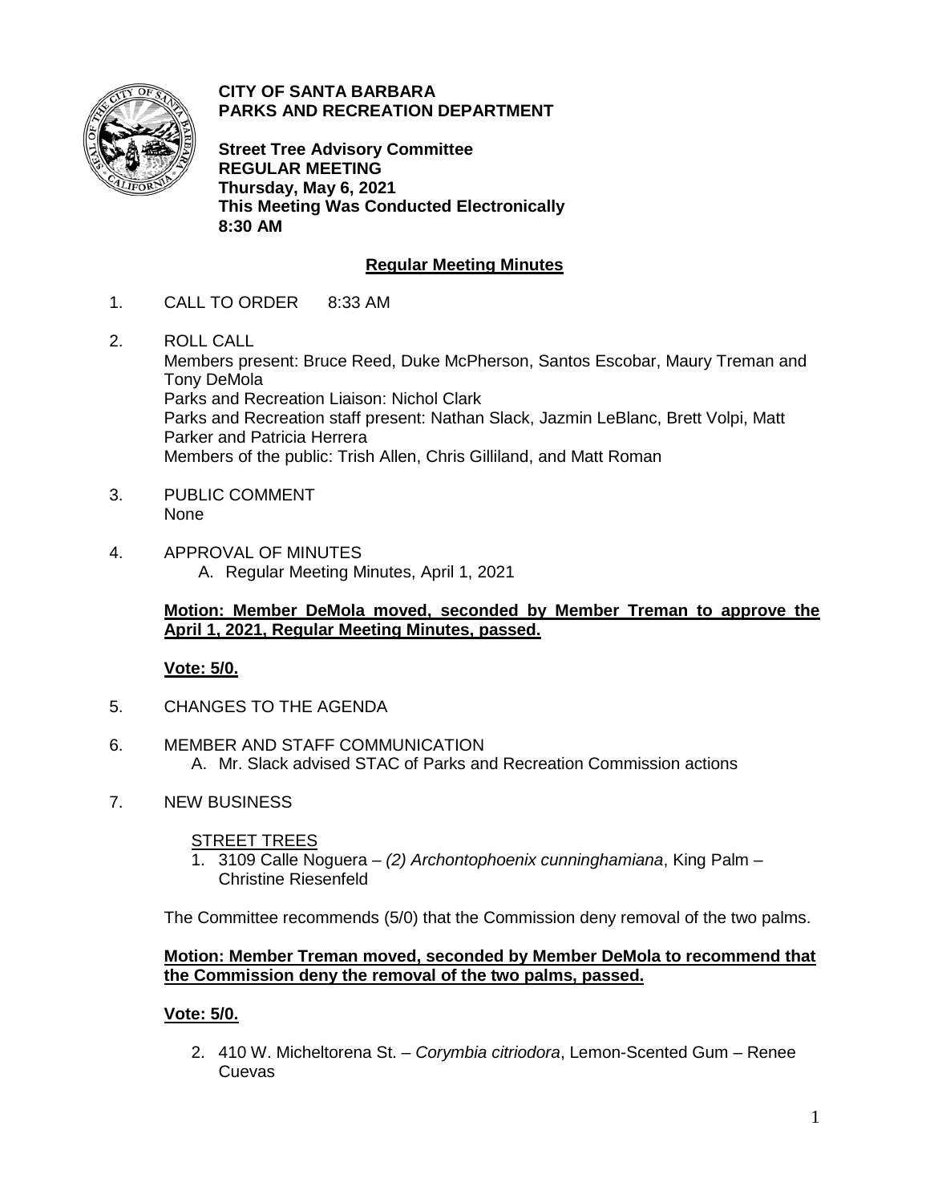**CITY OF SANTA BARBARA**
**PARKS AND RECREATION DEPARTMENT**

**Street Tree Advisory Committee**
**REGULAR MEETING**
**Thursday, May 6, 2021**
**This Meeting Was Conducted Electronically**
**8:30 AM**

## Regular Meeting Minutes

1. CALL TO ORDER 8:33 AM

2. ROLL CALL
   Members present: Bruce Reed, Duke McPherson, Santos Escobar, Maury Treman and Tony DeMola
   Parks and Recreation Liaison: Nichol Clark
   Parks and Recreation staff present: Nathan Slack, Jazmin LeBlanc, Brett Volpi, Matt Parker and Patricia Herrera
   Members of the public: Trish Allen, Chris Gilliland, and Matt Roman

3. PUBLIC COMMENT
   None

4. APPROVAL OF MINUTES
   A. Regular Meeting Minutes, April 1, 2021

   **Motion: Member DeMola moved, seconded by Member Treman to approve the April 1, 2021, Regular Meeting Minutes, passed.**

   **Vote: 5/0.**

5. CHANGES TO THE AGENDA

6. MEMBER AND STAFF COMMUNICATION
   A. Mr. Slack advised STAC of Parks and Recreation Commission actions

7. NEW BUSINESS

   STREET TREES
   1. 3109 Calle Noguera – *(2) Archontophoenix cunninghamiana*, King Palm – Christine Riesenfeld

   The Committee recommends (5/0) that the Commission deny removal of the two palms.

   **Motion: Member Treman moved, seconded by Member DeMola to recommend that the Commission deny the removal of the two palms, passed.**

   **Vote: 5/0.**

   2. 410 W. Micheltorena St. – *Corymbia citriodora*, Lemon-Scented Gum – Renee Cuevas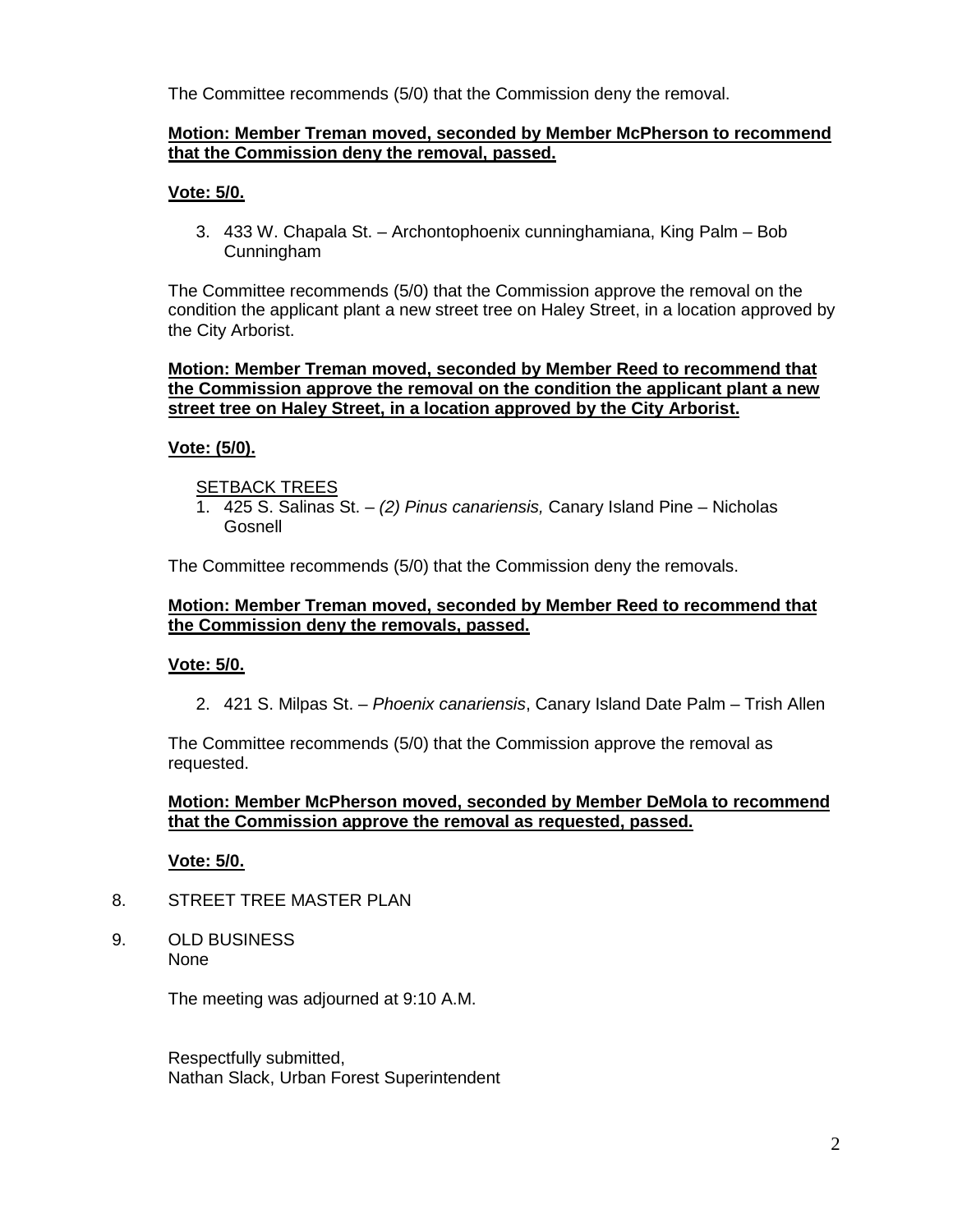The Committee recommends (5/0) that the Commission deny the removal.

**Motion: Member Treman moved, seconded by Member McPherson to recommend that the Commission deny the removal, passed.**

**Vote: 5/0.**

3. 433 W. Chapala St. – Archontophoenix cunninghamiana, King Palm – Bob Cunningham

The Committee recommends (5/0) that the Commission approve the removal on the condition the applicant plant a new street tree on Haley Street, in a location approved by the City Arborist.

**Motion: Member Treman moved, seconded by Member Reed to recommend that the Commission approve the removal on the condition the applicant plant a new street tree on Haley Street, in a location approved by the City Arborist.**

**Vote: (5/0).**

SETBACK TREES

1. 425 S. Salinas St. – *(2) Pinus canariensis,* Canary Island Pine – Nicholas Gosnell

The Committee recommends (5/0) that the Commission deny the removals.

**Motion: Member Treman moved, seconded by Member Reed to recommend that the Commission deny the removals, passed.**

**Vote: 5/0.**

2. 421 S. Milpas St. – *Phoenix canariensis*, Canary Island Date Palm – Trish Allen

The Committee recommends (5/0) that the Commission approve the removal as requested.

**Motion: Member McPherson moved, seconded by Member DeMola to recommend that the Commission approve the removal as requested, passed.**

**Vote: 5/0.**

8. STREET TREE MASTER PLAN

9. OLD BUSINESS
   None

The meeting was adjourned at 9:10 A.M.

Respectfully submitted,
Nathan Slack, Urban Forest Superintendent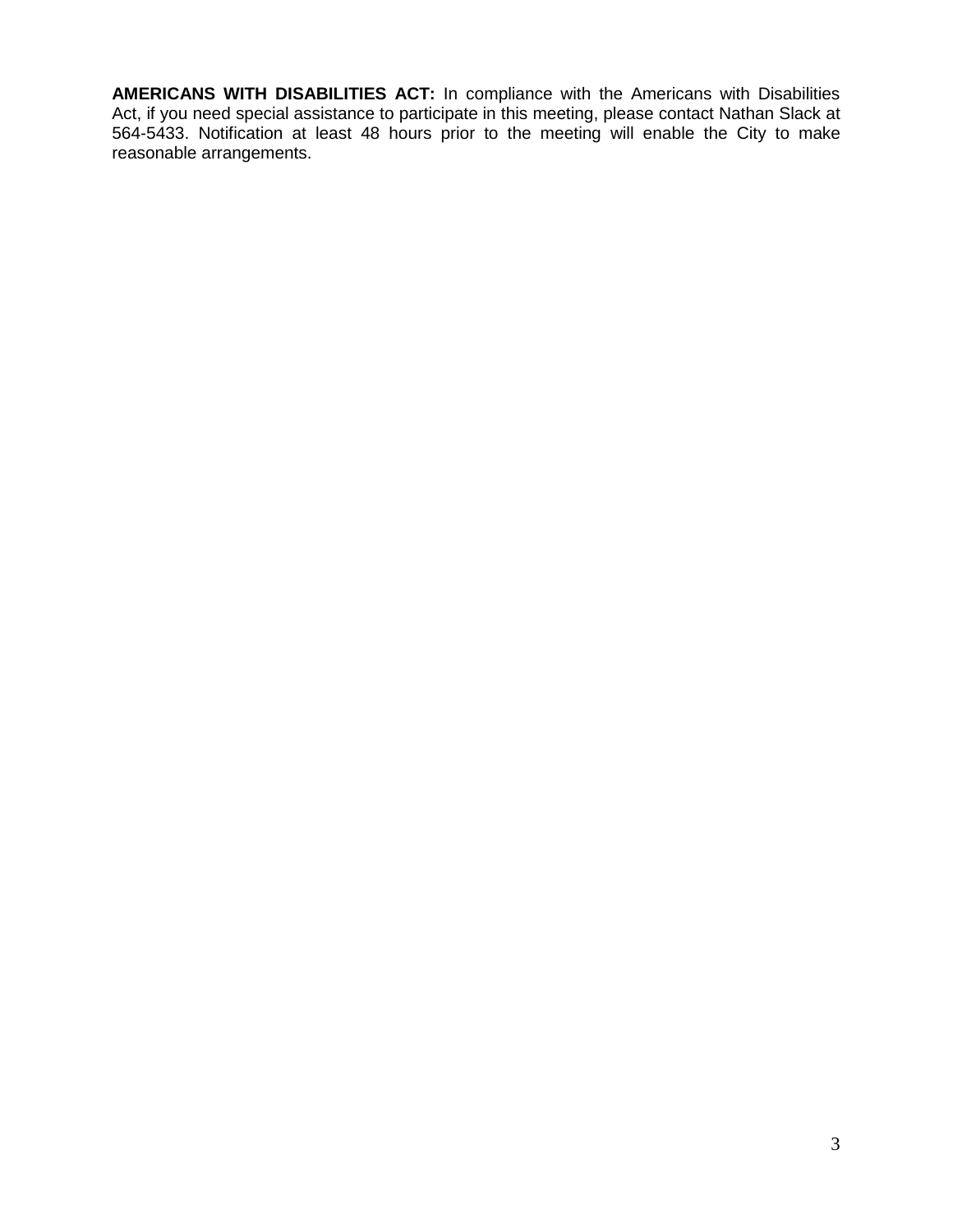**AMERICANS WITH DISABILITIES ACT:** In compliance with the Americans with Disabilities Act, if you need special assistance to participate in this meeting, please contact Nathan Slack at 564-5433. Notification at least 48 hours prior to the meeting will enable the City to make reasonable arrangements.